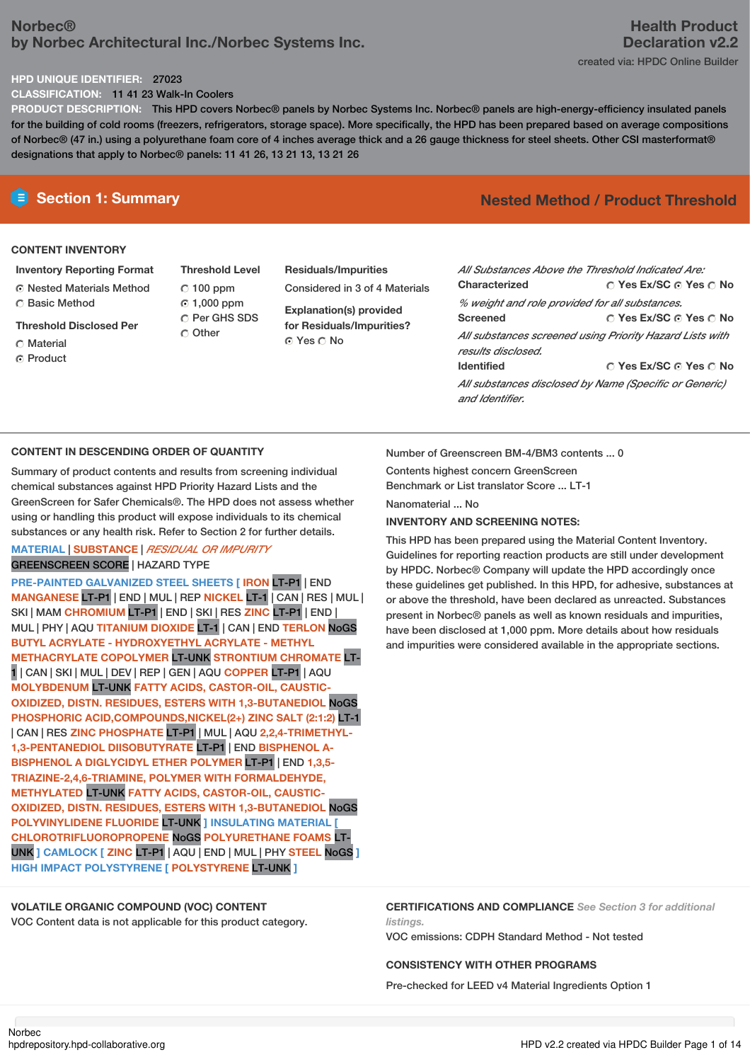**Norbec®**
**by Norbec Architectural Inc./Norbec Systems Inc.**

# Health Product Declaration v2.2

created via: HPDC Online Builder

**HPD UNIQUE IDENTIFIER:** 27023

**CLASSIFICATION:** 11 41 23 Walk-In Coolers

**PRODUCT DESCRIPTION:** This HPD covers Norbec® panels by Norbec Systems Inc. Norbec® panels are high-energy-efficiency insulated panels for the building of cold rooms (freezers, refrigerators, storage space). More specifically, the HPD has been prepared based on average compositions of Norbec® (47 in.) using a polyurethane foam core of 4 inches average thick and a 26 gauge thickness for steel sheets. Other CSI masterformat® designations that apply to Norbec® panels: 11 41 26, 13 21 13, 13 21 26

## Section 1: Summary

**Nested Method / Product Threshold**

### CONTENT INVENTORY

**Inventory Reporting Format**
- ◉ Nested Materials Method
- ○ Basic Method

**Threshold Disclosed Per**
- ○ Material
- ◉ Product

**Threshold Level**
- ○ 100 ppm
- ◉ 1,000 ppm
- ○ Per GHS SDS
- ○ Other

**Residuals/Impurities**
Considered in 3 of 4 Materials

**Explanation(s) provided for Residuals/Impurities?**
◉ Yes ○ No

*All Substances Above the Threshold Indicated Are:*

**Characterized** ○ Yes Ex/SC ◉ Yes ○ No
*% weight and role provided for all substances.*

**Screened** ○ Yes Ex/SC ◉ Yes ○ No
*All substances screened using Priority Hazard Lists with results disclosed.*

**Identified** ○ Yes Ex/SC ◉ Yes ○ No
*All substances disclosed by Name (Specific or Generic) and Identifier.*

### CONTENT IN DESCENDING ORDER OF QUANTITY

Summary of product contents and results from screening individual chemical substances against HPD Priority Hazard Lists and the GreenScreen for Safer Chemicals®. The HPD does not assess whether using or handling this product will expose individuals to its chemical substances or any health risk. Refer to Section 2 for further details.

MATERIAL | SUBSTANCE | *RESIDUAL OR IMPURITY*
GREENSCREEN SCORE | HAZARD TYPE

PRE-PAINTED GALVANIZED STEEL SHEETS [ IRON LT-P1 | END MANGANESE LT-P1 | END | MUL | REP NICKEL LT-1 | CAN | RES | MUL | SKI | MAM CHROMIUM LT-P1 | END | SKI | RES ZINC LT-P1 | END | MUL | PHY | AQU TITANIUM DIOXIDE LT-1 | CAN | END TERLON NoGS BUTYL ACRYLATE - HYDROXYETHYL ACRYLATE - METHYL METHACRYLATE COPOLYMER LT-UNK STRONTIUM CHROMATE LT-1 | CAN | SKI | MUL | DEV | REP | GEN | AQU COPPER LT-P1 | AQU MOLYBDENUM LT-UNK FATTY ACIDS, CASTOR-OIL, CAUSTIC-OXIDIZED, DISTN. RESIDUES, ESTERS WITH 1,3-BUTANEDIOL NoGS PHOSPHORIC ACID,COMPOUNDS,NICKEL(2+) ZINC SALT (2:1:2) LT-1 | CAN | RES ZINC PHOSPHATE LT-P1 | MUL | AQU 2,2,4-TRIMETHYL-1,3-PENTANEDIOL DIISOBUTYRATE LT-P1 | END BISPHENOL A-BISPHENOL A DIGLYCIDYL ETHER POLYMER LT-P1 | END 1,3,5-TRIAZINE-2,4,6-TRIAMINE, POLYMER WITH FORMALDEHYDE, METHYLATED LT-UNK FATTY ACIDS, CASTOR-OIL, CAUSTIC-OXIDIZED, DISTN. RESIDUES, ESTERS WITH 1,3-BUTANEDIOL NoGS POLYVINYLIDENE FLUORIDE LT-UNK ] INSULATING MATERIAL [ CHLOROTRIFLUOROPROPENE NoGS POLYURETHANE FOAMS LT-UNK ] CAMLOCK [ ZINC LT-P1 | AQU | END | MUL | PHY STEEL NoGS ] HIGH IMPACT POLYSTYRENE [ POLYSTYRENE LT-UNK ]

Number of Greenscreen BM-4/BM3 contents ... 0

Contents highest concern GreenScreen Benchmark or List translator Score ... LT-1

Nanomaterial ... No

**INVENTORY AND SCREENING NOTES:**

This HPD has been prepared using the Material Content Inventory. Guidelines for reporting reaction products are still under development by HPDC. Norbec® Company will update the HPD accordingly once these guidelines get published. In this HPD, for adhesive, substances at or above the threshold, have been declared as unreacted. Substances present in Norbec® panels as well as known residuals and impurities, have been disclosed at 1,000 ppm. More details about how residuals and impurities were considered available in the appropriate sections.

### VOLATILE ORGANIC COMPOUND (VOC) CONTENT

VOC Content data is not applicable for this product category.

### CERTIFICATIONS AND COMPLIANCE *See Section 3 for additional listings.*

VOC emissions: CDPH Standard Method - Not tested

### CONSISTENCY WITH OTHER PROGRAMS

Pre-checked for LEED v4 Material Ingredients Option 1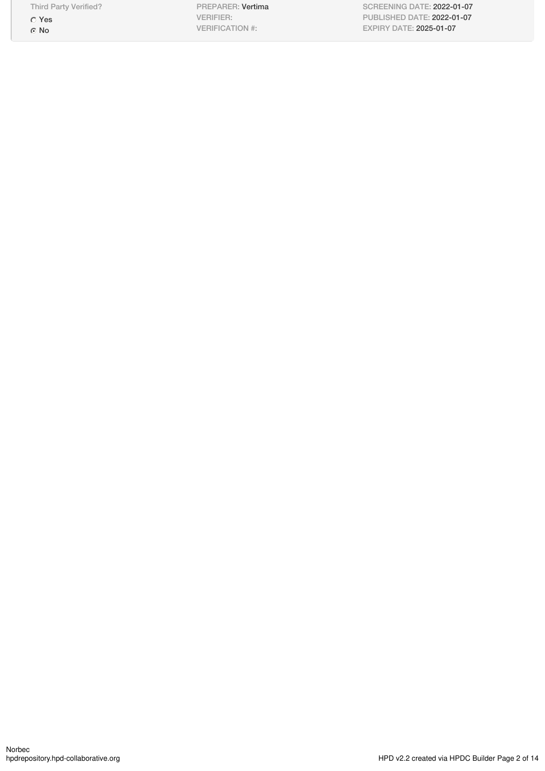| Third Party Verified? | PREPARER: Vertima | SCREENING DATE: 2022-01-07 |
|---|---|---|
| ◯ Yes | VERIFIER: | PUBLISHED DATE: 2022-01-07 |
| ◉ No | VERIFICATION #: | EXPIRY DATE: 2025-01-07 |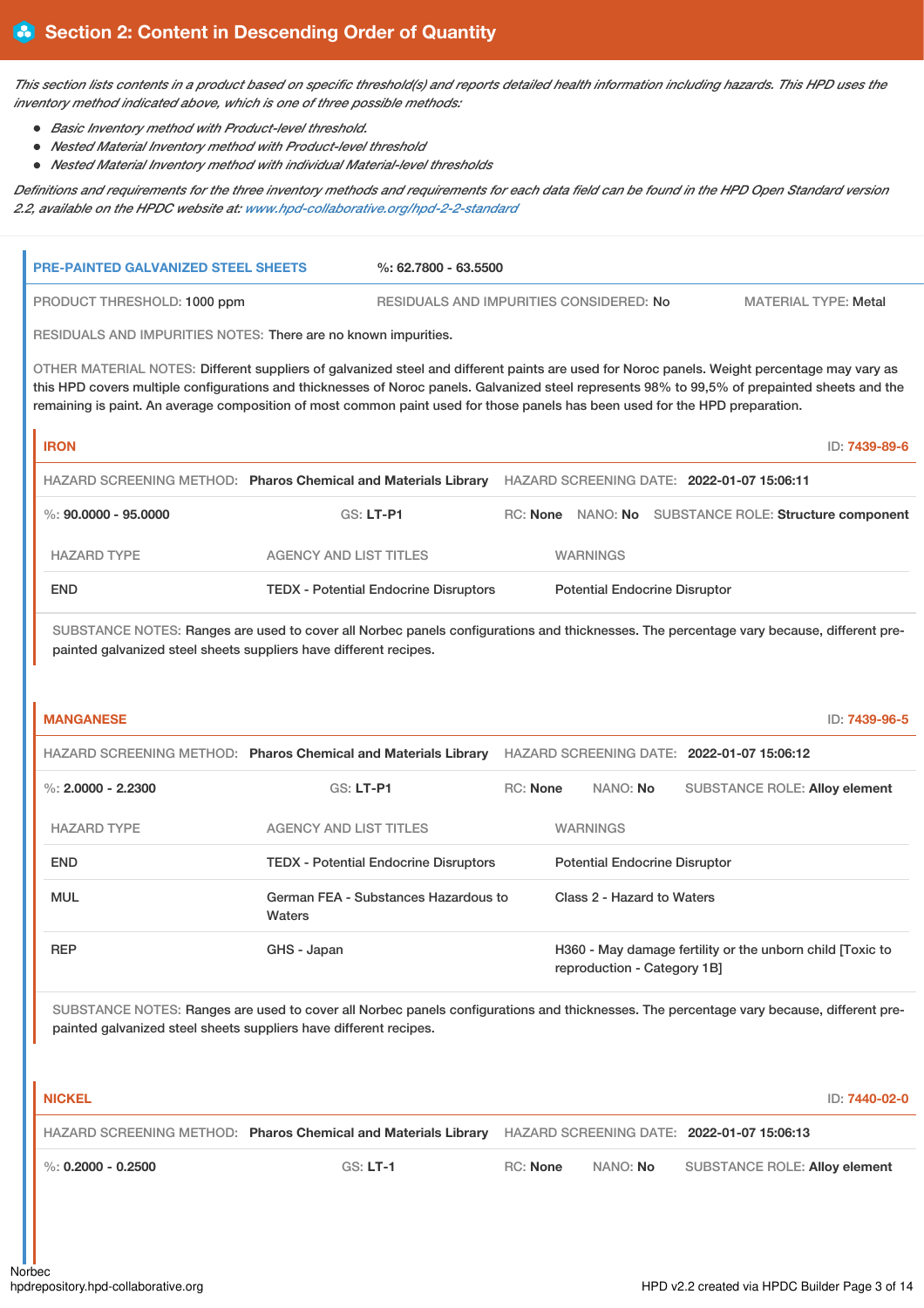## Section 2: Content in Descending Order of Quantity

*This section lists contents in a product based on specific threshold(s) and reports detailed health information including hazards. This HPD uses the inventory method indicated above, which is one of three possible methods:*

- *Basic Inventory method with Product-level threshold.*
- *Nested Material Inventory method with Product-level threshold*
- *Nested Material Inventory method with individual Material-level thresholds*

*Definitions and requirements for the three inventory methods and requirements for each data field can be found in the HPD Open Standard version 2.2, available on the HPDC website at: www.hpd-collaborative.org/hpd-2-2-standard*

### PRE-PAINTED GALVANIZED STEEL SHEETS

%: 62.7800 - 63.5500

PRODUCT THRESHOLD: 1000 ppm | RESIDUALS AND IMPURITIES CONSIDERED: No | MATERIAL TYPE: Metal

RESIDUALS AND IMPURITIES NOTES: There are no known impurities.

OTHER MATERIAL NOTES: Different suppliers of galvanized steel and different paints are used for Noroc panels. Weight percentage may vary as this HPD covers multiple configurations and thicknesses of Noroc panels. Galvanized steel represents 98% to 99,5% of prepainted sheets and the remaining is paint. An average composition of most common paint used for those panels has been used for the HPD preparation.

#### IRON

ID: 7439-89-6

HAZARD SCREENING METHOD: Pharos Chemical and Materials Library | HAZARD SCREENING DATE: 2022-01-07 15:06:11

%: 90.0000 - 95.0000 | GS: LT-P1 | RC: None | NANO: No | SUBSTANCE ROLE: Structure component

| HAZARD TYPE | AGENCY AND LIST TITLES | WARNINGS |
|---|---|---|
| END | TEDX - Potential Endocrine Disruptors | Potential Endocrine Disruptor |

SUBSTANCE NOTES: Ranges are used to cover all Norbec panels configurations and thicknesses. The percentage vary because, different pre-painted galvanized steel sheets suppliers have different recipes.

#### MANGANESE

ID: 7439-96-5

HAZARD SCREENING METHOD: Pharos Chemical and Materials Library | HAZARD SCREENING DATE: 2022-01-07 15:06:12

%: 2.0000 - 2.2300 | GS: LT-P1 | RC: None | NANO: No | SUBSTANCE ROLE: Alloy element

| HAZARD TYPE | AGENCY AND LIST TITLES | WARNINGS |
|---|---|---|
| END | TEDX - Potential Endocrine Disruptors | Potential Endocrine Disruptor |
| MUL | German FEA - Substances Hazardous to Waters | Class 2 - Hazard to Waters |
| REP | GHS - Japan | H360 - May damage fertility or the unborn child [Toxic to reproduction - Category 1B] |

SUBSTANCE NOTES: Ranges are used to cover all Norbec panels configurations and thicknesses. The percentage vary because, different pre-painted galvanized steel sheets suppliers have different recipes.

#### NICKEL

ID: 7440-02-0

HAZARD SCREENING METHOD: Pharos Chemical and Materials Library | HAZARD SCREENING DATE: 2022-01-07 15:06:13

%: 0.2000 - 0.2500 | GS: LT-1 | RC: None | NANO: No | SUBSTANCE ROLE: Alloy element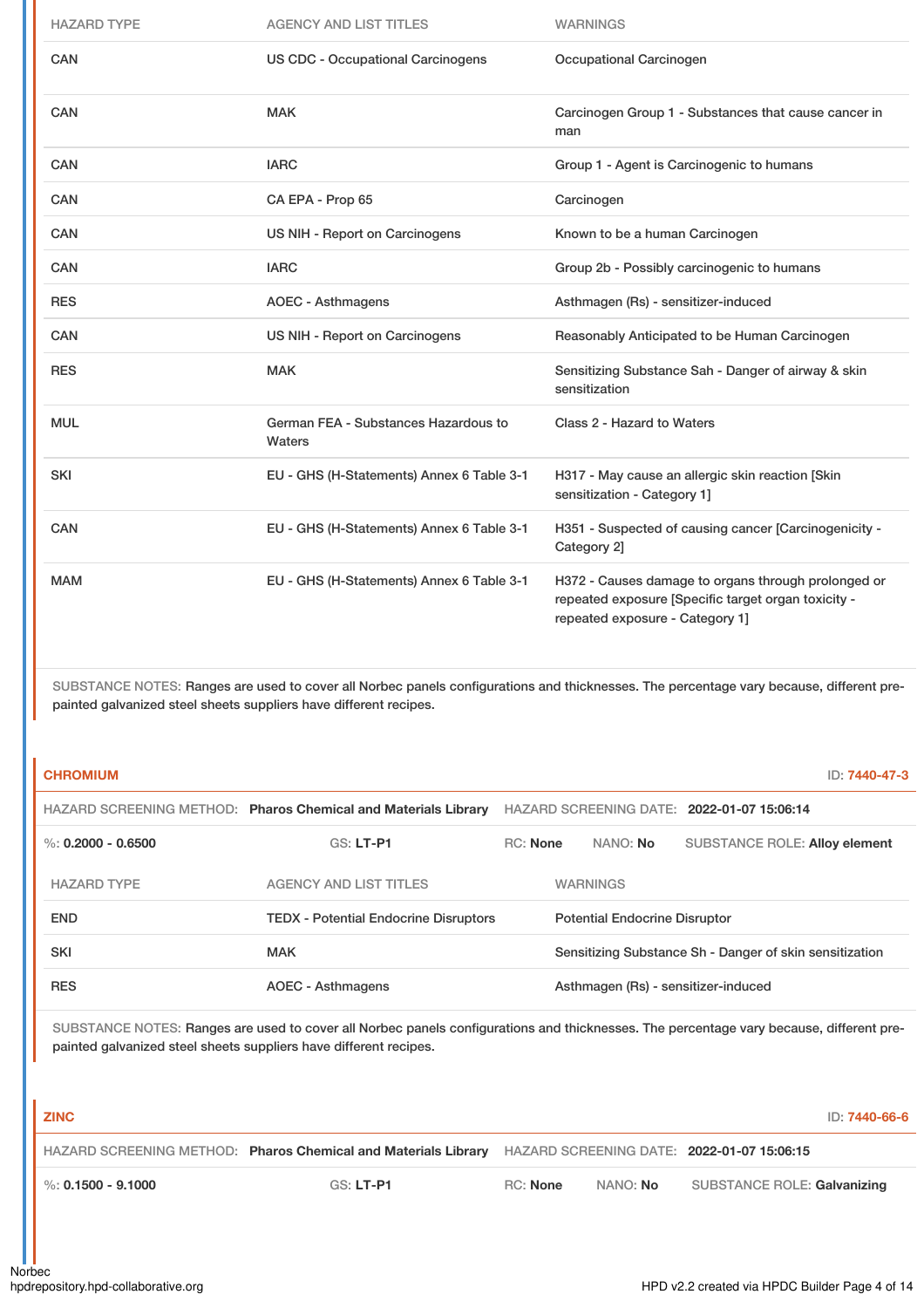| HAZARD TYPE | AGENCY AND LIST TITLES | WARNINGS |
| --- | --- | --- |
| CAN | US CDC - Occupational Carcinogens | Occupational Carcinogen |
| CAN | MAK | Carcinogen Group 1 - Substances that cause cancer in man |
| CAN | IARC | Group 1 - Agent is Carcinogenic to humans |
| CAN | CA EPA - Prop 65 | Carcinogen |
| CAN | US NIH - Report on Carcinogens | Known to be a human Carcinogen |
| CAN | IARC | Group 2b - Possibly carcinogenic to humans |
| RES | AOEC - Asthmagens | Asthmagen (Rs) - sensitizer-induced |
| CAN | US NIH - Report on Carcinogens | Reasonably Anticipated to be Human Carcinogen |
| RES | MAK | Sensitizing Substance Sah - Danger of airway & skin sensitization |
| MUL | German FEA - Substances Hazardous to Waters | Class 2 - Hazard to Waters |
| SKI | EU - GHS (H-Statements) Annex 6 Table 3-1 | H317 - May cause an allergic skin reaction [Skin sensitization - Category 1] |
| CAN | EU - GHS (H-Statements) Annex 6 Table 3-1 | H351 - Suspected of causing cancer [Carcinogenicity - Category 2] |
| MAM | EU - GHS (H-Statements) Annex 6 Table 3-1 | H372 - Causes damage to organs through prolonged or repeated exposure [Specific target organ toxicity - repeated exposure - Category 1] |

SUBSTANCE NOTES: Ranges are used to cover all Norbec panels configurations and thicknesses. The percentage vary because, different pre-painted galvanized steel sheets suppliers have different recipes.

## CHROMIUM

ID: 7440-47-3

HAZARD SCREENING METHOD: **Pharos Chemical and Materials Library** HAZARD SCREENING DATE: **2022-01-07 15:06:14**

%: **0.2000 - 0.6500** GS: **LT-P1** RC: **None** NANO: **No** SUBSTANCE ROLE: **Alloy element**

| HAZARD TYPE | AGENCY AND LIST TITLES | WARNINGS |
| --- | --- | --- |
| END | TEDX - Potential Endocrine Disruptors | Potential Endocrine Disruptor |
| SKI | MAK | Sensitizing Substance Sh - Danger of skin sensitization |
| RES | AOEC - Asthmagens | Asthmagen (Rs) - sensitizer-induced |

SUBSTANCE NOTES: Ranges are used to cover all Norbec panels configurations and thicknesses. The percentage vary because, different pre-painted galvanized steel sheets suppliers have different recipes.

## ZINC

ID: 7440-66-6

HAZARD SCREENING METHOD: **Pharos Chemical and Materials Library** HAZARD SCREENING DATE: **2022-01-07 15:06:15**

%: **0.1500 - 9.1000** GS: **LT-P1** RC: **None** NANO: **No** SUBSTANCE ROLE: **Galvanizing**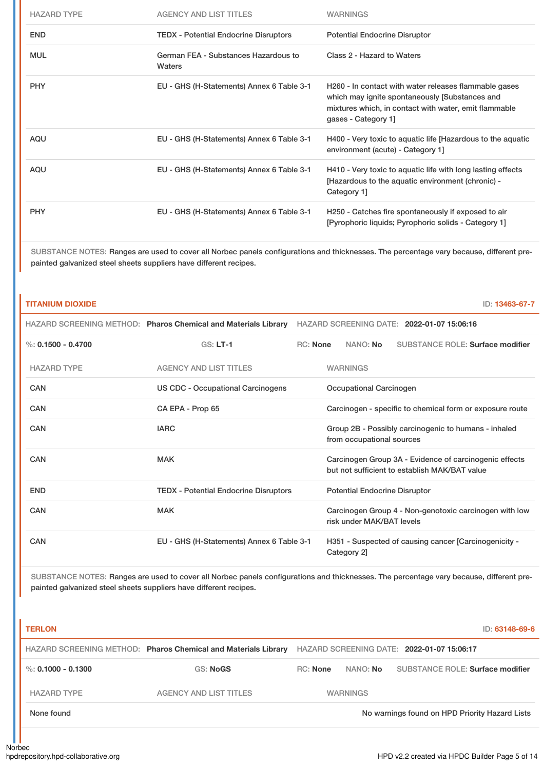| HAZARD TYPE | AGENCY AND LIST TITLES | WARNINGS |
|---|---|---|
| END | TEDX - Potential Endocrine Disruptors | Potential Endocrine Disruptor |
| MUL | German FEA - Substances Hazardous to Waters | Class 2 - Hazard to Waters |
| PHY | EU - GHS (H-Statements) Annex 6 Table 3-1 | H260 - In contact with water releases flammable gases which may ignite spontaneously [Substances and mixtures which, in contact with water, emit flammable gases - Category 1] |
| AQU | EU - GHS (H-Statements) Annex 6 Table 3-1 | H400 - Very toxic to aquatic life [Hazardous to the aquatic environment (acute) - Category 1] |
| AQU | EU - GHS (H-Statements) Annex 6 Table 3-1 | H410 - Very toxic to aquatic life with long lasting effects [Hazardous to the aquatic environment (chronic) - Category 1] |
| PHY | EU - GHS (H-Statements) Annex 6 Table 3-1 | H250 - Catches fire spontaneously if exposed to air [Pyrophoric liquids; Pyrophoric solids - Category 1] |

SUBSTANCE NOTES: Ranges are used to cover all Norbec panels configurations and thicknesses. The percentage vary because, different pre-painted galvanized steel sheets suppliers have different recipes.

## TITANIUM DIOXIDE

ID: 13463-67-7

HAZARD SCREENING METHOD: **Pharos Chemical and Materials Library** HAZARD SCREENING DATE: **2022-01-07 15:06:16**

%: **0.1500 - 0.4700** GS: **LT-1** RC: **None** NANO: **No** SUBSTANCE ROLE: **Surface modifier**

| HAZARD TYPE | AGENCY AND LIST TITLES | WARNINGS |
|---|---|---|
| CAN | US CDC - Occupational Carcinogens | Occupational Carcinogen |
| CAN | CA EPA - Prop 65 | Carcinogen - specific to chemical form or exposure route |
| CAN | IARC | Group 2B - Possibly carcinogenic to humans - inhaled from occupational sources |
| CAN | MAK | Carcinogen Group 3A - Evidence of carcinogenic effects but not sufficient to establish MAK/BAT value |
| END | TEDX - Potential Endocrine Disruptors | Potential Endocrine Disruptor |
| CAN | MAK | Carcinogen Group 4 - Non-genotoxic carcinogen with low risk under MAK/BAT levels |
| CAN | EU - GHS (H-Statements) Annex 6 Table 3-1 | H351 - Suspected of causing cancer [Carcinogenicity - Category 2] |

SUBSTANCE NOTES: Ranges are used to cover all Norbec panels configurations and thicknesses. The percentage vary because, different pre-painted galvanized steel sheets suppliers have different recipes.

## TERLON

ID: 63148-69-6

HAZARD SCREENING METHOD: **Pharos Chemical and Materials Library** HAZARD SCREENING DATE: **2022-01-07 15:06:17**

%: **0.1000 - 0.1300** GS: **NoGS** RC: **None** NANO: **No** SUBSTANCE ROLE: **Surface modifier**

| HAZARD TYPE | AGENCY AND LIST TITLES | WARNINGS |
|---|---|---|
| None found | | No warnings found on HPD Priority Hazard Lists |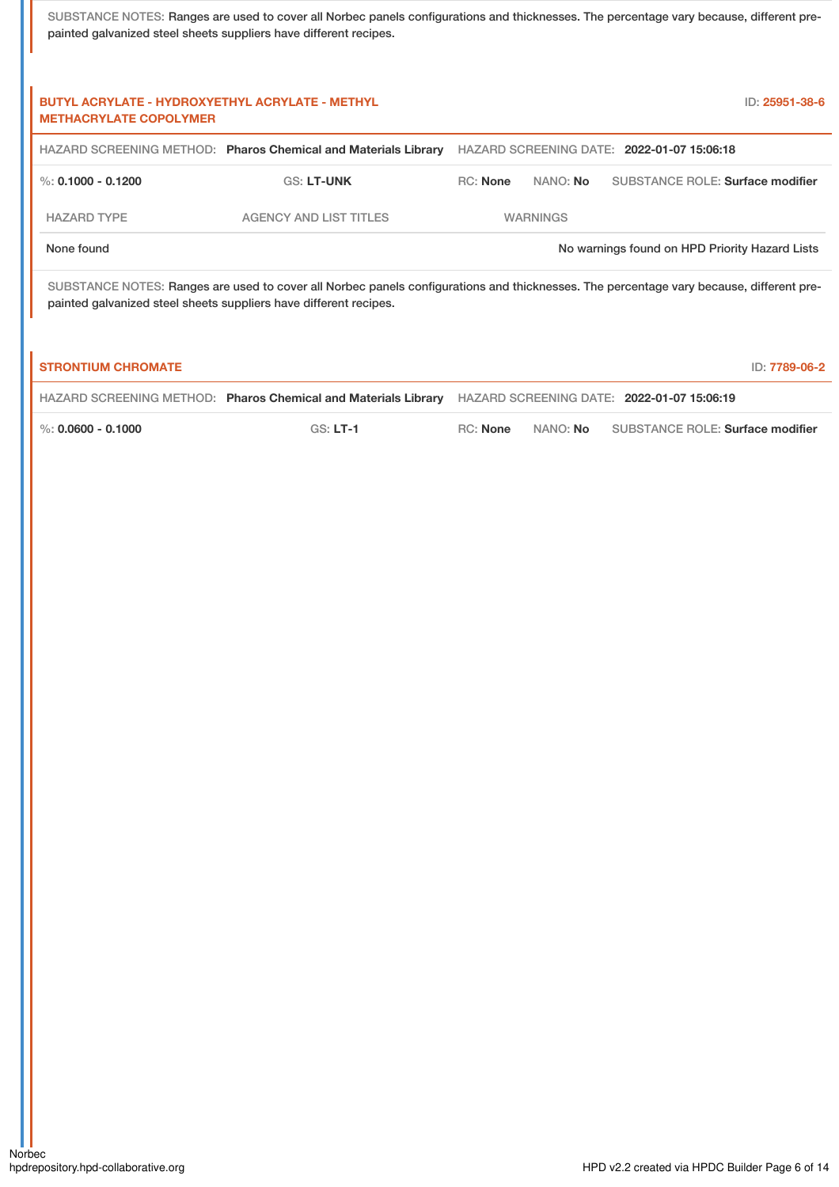SUBSTANCE NOTES: Ranges are used to cover all Norbec panels configurations and thicknesses. The percentage vary because, different pre-painted galvanized steel sheets suppliers have different recipes.

**BUTYL ACRYLATE - HYDROXYETHYL ACRYLATE - METHYL METHACRYLATE COPOLYMER** ID: 25951-38-6

HAZARD SCREENING METHOD: **Pharos Chemical and Materials Library** HAZARD SCREENING DATE: **2022-01-07 15:06:18**

%: **0.1000 - 0.1200** GS: **LT-UNK** RC: **None** NANO: **No** SUBSTANCE ROLE: **Surface modifier**

| HAZARD TYPE | AGENCY AND LIST TITLES | WARNINGS |
|---|---|---|
| None found | | No warnings found on HPD Priority Hazard Lists |

SUBSTANCE NOTES: Ranges are used to cover all Norbec panels configurations and thicknesses. The percentage vary because, different pre-painted galvanized steel sheets suppliers have different recipes.

**STRONTIUM CHROMATE** ID: 7789-06-2

HAZARD SCREENING METHOD: **Pharos Chemical and Materials Library** HAZARD SCREENING DATE: **2022-01-07 15:06:19**

%: **0.0600 - 0.1000** GS: **LT-1** RC: **None** NANO: **No** SUBSTANCE ROLE: **Surface modifier**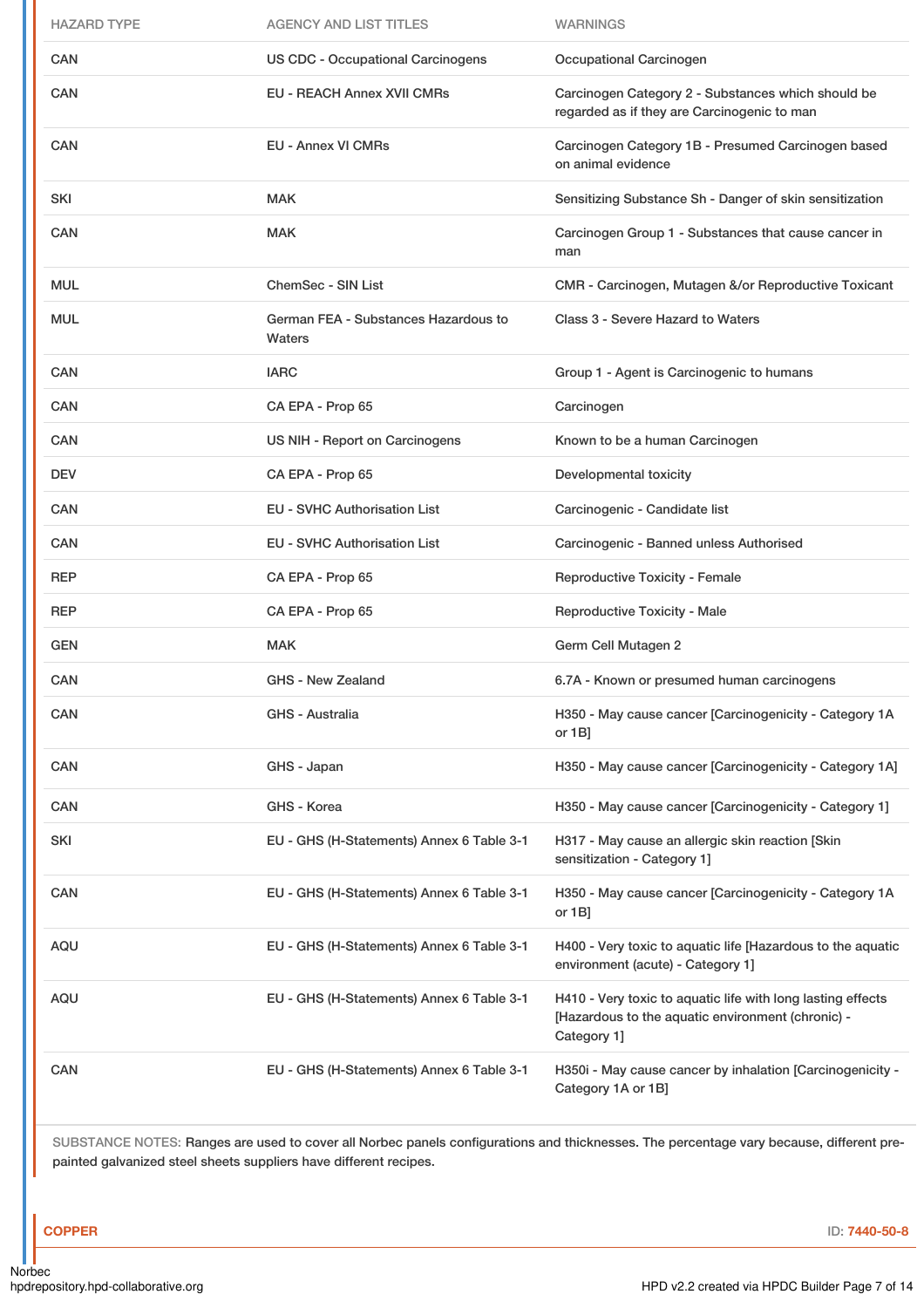| HAZARD TYPE | AGENCY AND LIST TITLES | WARNINGS |
|---|---|---|
| CAN | US CDC - Occupational Carcinogens | Occupational Carcinogen |
| CAN | EU - REACH Annex XVII CMRs | Carcinogen Category 2 - Substances which should be regarded as if they are Carcinogenic to man |
| CAN | EU - Annex VI CMRs | Carcinogen Category 1B - Presumed Carcinogen based on animal evidence |
| SKI | MAK | Sensitizing Substance Sh - Danger of skin sensitization |
| CAN | MAK | Carcinogen Group 1 - Substances that cause cancer in man |
| MUL | ChemSec - SIN List | CMR - Carcinogen, Mutagen &/or Reproductive Toxicant |
| MUL | German FEA - Substances Hazardous to Waters | Class 3 - Severe Hazard to Waters |
| CAN | IARC | Group 1 - Agent is Carcinogenic to humans |
| CAN | CA EPA - Prop 65 | Carcinogen |
| CAN | US NIH - Report on Carcinogens | Known to be a human Carcinogen |
| DEV | CA EPA - Prop 65 | Developmental toxicity |
| CAN | EU - SVHC Authorisation List | Carcinogenic - Candidate list |
| CAN | EU - SVHC Authorisation List | Carcinogenic - Banned unless Authorised |
| REP | CA EPA - Prop 65 | Reproductive Toxicity - Female |
| REP | CA EPA - Prop 65 | Reproductive Toxicity - Male |
| GEN | MAK | Germ Cell Mutagen 2 |
| CAN | GHS - New Zealand | 6.7A - Known or presumed human carcinogens |
| CAN | GHS - Australia | H350 - May cause cancer [Carcinogenicity - Category 1A or 1B] |
| CAN | GHS - Japan | H350 - May cause cancer [Carcinogenicity - Category 1A] |
| CAN | GHS - Korea | H350 - May cause cancer [Carcinogenicity - Category 1] |
| SKI | EU - GHS (H-Statements) Annex 6 Table 3-1 | H317 - May cause an allergic skin reaction [Skin sensitization - Category 1] |
| CAN | EU - GHS (H-Statements) Annex 6 Table 3-1 | H350 - May cause cancer [Carcinogenicity - Category 1A or 1B] |
| AQU | EU - GHS (H-Statements) Annex 6 Table 3-1 | H400 - Very toxic to aquatic life [Hazardous to the aquatic environment (acute) - Category 1] |
| AQU | EU - GHS (H-Statements) Annex 6 Table 3-1 | H410 - Very toxic to aquatic life with long lasting effects [Hazardous to the aquatic environment (chronic) - Category 1] |
| CAN | EU - GHS (H-Statements) Annex 6 Table 3-1 | H350i - May cause cancer by inhalation [Carcinogenicity - Category 1A or 1B] |

SUBSTANCE NOTES: Ranges are used to cover all Norbec panels configurations and thicknesses. The percentage vary because, different pre-painted galvanized steel sheets suppliers have different recipes.

**COPPER** ID: 7440-50-8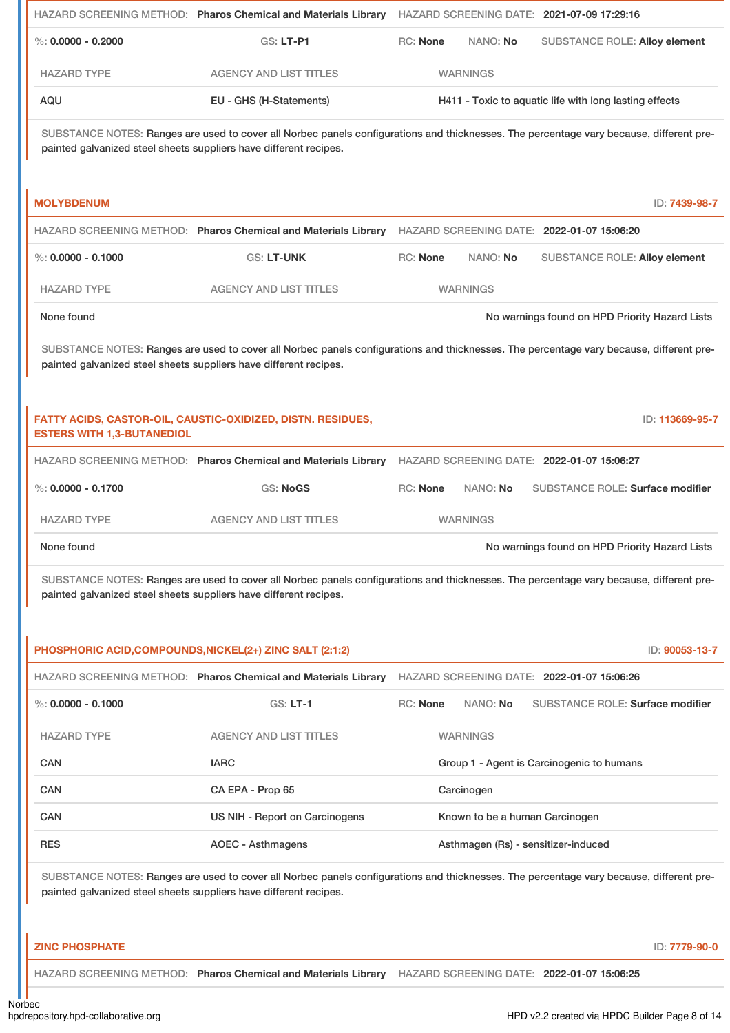HAZARD SCREENING METHOD: **Pharos Chemical and Materials Library** HAZARD SCREENING DATE: **2021-07-09 17:29:16**

%: **0.0000 - 0.2000** GS: **LT-P1** RC: **None** NANO: **No** SUBSTANCE ROLE: **Alloy element**

| HAZARD TYPE | AGENCY AND LIST TITLES | WARNINGS |
| --- | --- | --- |
| AQU | EU - GHS (H-Statements) | H411 - Toxic to aquatic life with long lasting effects |

SUBSTANCE NOTES: Ranges are used to cover all Norbec panels configurations and thicknesses. The percentage vary because, different pre-painted galvanized steel sheets suppliers have different recipes.

### MOLYBDENUM

ID: 7439-98-7

HAZARD SCREENING METHOD: **Pharos Chemical and Materials Library** HAZARD SCREENING DATE: **2022-01-07 15:06:20**

%: **0.0000 - 0.1000** GS: **LT-UNK** RC: **None** NANO: **No** SUBSTANCE ROLE: **Alloy element**

| HAZARD TYPE | AGENCY AND LIST TITLES | WARNINGS |
| --- | --- | --- |
| None found | | No warnings found on HPD Priority Hazard Lists |

SUBSTANCE NOTES: Ranges are used to cover all Norbec panels configurations and thicknesses. The percentage vary because, different pre-painted galvanized steel sheets suppliers have different recipes.

### FATTY ACIDS, CASTOR-OIL, CAUSTIC-OXIDIZED, DISTN. RESIDUES, ESTERS WITH 1,3-BUTANEDIOL

ID: 113669-95-7

HAZARD SCREENING METHOD: **Pharos Chemical and Materials Library** HAZARD SCREENING DATE: **2022-01-07 15:06:27**

%: **0.0000 - 0.1700** GS: **NoGS** RC: **None** NANO: **No** SUBSTANCE ROLE: **Surface modifier**

| HAZARD TYPE | AGENCY AND LIST TITLES | WARNINGS |
| --- | --- | --- |
| None found | | No warnings found on HPD Priority Hazard Lists |

SUBSTANCE NOTES: Ranges are used to cover all Norbec panels configurations and thicknesses. The percentage vary because, different pre-painted galvanized steel sheets suppliers have different recipes.

### PHOSPHORIC ACID,COMPOUNDS,NICKEL(2+) ZINC SALT (2:1:2)

ID: 90053-13-7

HAZARD SCREENING METHOD: **Pharos Chemical and Materials Library** HAZARD SCREENING DATE: **2022-01-07 15:06:26**

%: **0.0000 - 0.1000** GS: **LT-1** RC: **None** NANO: **No** SUBSTANCE ROLE: **Surface modifier**

| HAZARD TYPE | AGENCY AND LIST TITLES | WARNINGS |
| --- | --- | --- |
| CAN | IARC | Group 1 - Agent is Carcinogenic to humans |
| CAN | CA EPA - Prop 65 | Carcinogen |
| CAN | US NIH - Report on Carcinogens | Known to be a human Carcinogen |
| RES | AOEC - Asthmagens | Asthmagen (Rs) - sensitizer-induced |

SUBSTANCE NOTES: Ranges are used to cover all Norbec panels configurations and thicknesses. The percentage vary because, different pre-painted galvanized steel sheets suppliers have different recipes.

### ZINC PHOSPHATE

ID: 7779-90-0

HAZARD SCREENING METHOD: **Pharos Chemical and Materials Library** HAZARD SCREENING DATE: **2022-01-07 15:06:25**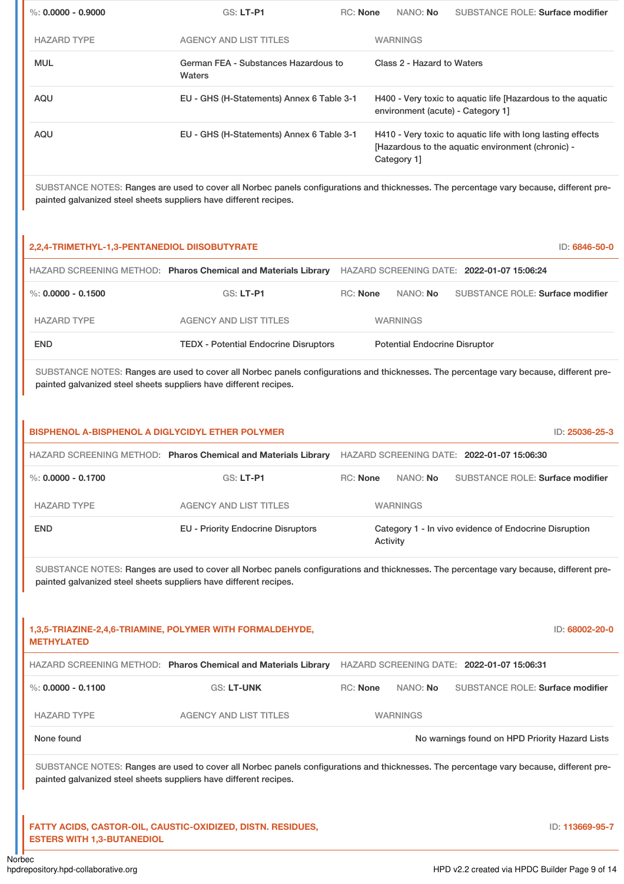%: **0.0000 - 0.9000** | GS: **LT-P1** | RC: **None** | NANO: **No** | SUBSTANCE ROLE: **Surface modifier**

| HAZARD TYPE | AGENCY AND LIST TITLES | WARNINGS |
|---|---|---|
| MUL | German FEA - Substances Hazardous to Waters | Class 2 - Hazard to Waters |
| AQU | EU - GHS (H-Statements) Annex 6 Table 3-1 | H400 - Very toxic to aquatic life [Hazardous to the aquatic environment (acute) - Category 1] |
| AQU | EU - GHS (H-Statements) Annex 6 Table 3-1 | H410 - Very toxic to aquatic life with long lasting effects [Hazardous to the aquatic environment (chronic) - Category 1] |

SUBSTANCE NOTES: Ranges are used to cover all Norbec panels configurations and thicknesses. The percentage vary because, different pre-painted galvanized steel sheets suppliers have different recipes.

## 2,2,4-TRIMETHYL-1,3-PENTANEDIOL DIISOBUTYRATE

ID: **6846-50-0**

HAZARD SCREENING METHOD: **Pharos Chemical and Materials Library** | HAZARD SCREENING DATE: **2022-01-07 15:06:24**

%: **0.0000 - 0.1500** | GS: **LT-P1** | RC: **None** | NANO: **No** | SUBSTANCE ROLE: **Surface modifier**

| HAZARD TYPE | AGENCY AND LIST TITLES | WARNINGS |
|---|---|---|
| END | TEDX - Potential Endocrine Disruptors | Potential Endocrine Disruptor |

SUBSTANCE NOTES: Ranges are used to cover all Norbec panels configurations and thicknesses. The percentage vary because, different pre-painted galvanized steel sheets suppliers have different recipes.

## BISPHENOL A-BISPHENOL A DIGLYCIDYL ETHER POLYMER

ID: **25036-25-3**

HAZARD SCREENING METHOD: **Pharos Chemical and Materials Library** | HAZARD SCREENING DATE: **2022-01-07 15:06:30**

%: **0.0000 - 0.1700** | GS: **LT-P1** | RC: **None** | NANO: **No** | SUBSTANCE ROLE: **Surface modifier**

| HAZARD TYPE | AGENCY AND LIST TITLES | WARNINGS |
|---|---|---|
| END | EU - Priority Endocrine Disruptors | Category 1 - In vivo evidence of Endocrine Disruption Activity |

SUBSTANCE NOTES: Ranges are used to cover all Norbec panels configurations and thicknesses. The percentage vary because, different pre-painted galvanized steel sheets suppliers have different recipes.

## 1,3,5-TRIAZINE-2,4,6-TRIAMINE, POLYMER WITH FORMALDEHYDE, METHYLATED

ID: **68002-20-0**

HAZARD SCREENING METHOD: **Pharos Chemical and Materials Library** | HAZARD SCREENING DATE: **2022-01-07 15:06:31**

%: **0.0000 - 0.1100** | GS: **LT-UNK** | RC: **None** | NANO: **No** | SUBSTANCE ROLE: **Surface modifier**

| HAZARD TYPE | AGENCY AND LIST TITLES | WARNINGS |
|---|---|---|
| None found | | No warnings found on HPD Priority Hazard Lists |

SUBSTANCE NOTES: Ranges are used to cover all Norbec panels configurations and thicknesses. The percentage vary because, different pre-painted galvanized steel sheets suppliers have different recipes.

## FATTY ACIDS, CASTOR-OIL, CAUSTIC-OXIDIZED, DISTN. RESIDUES, ESTERS WITH 1,3-BUTANEDIOL

ID: **113669-95-7**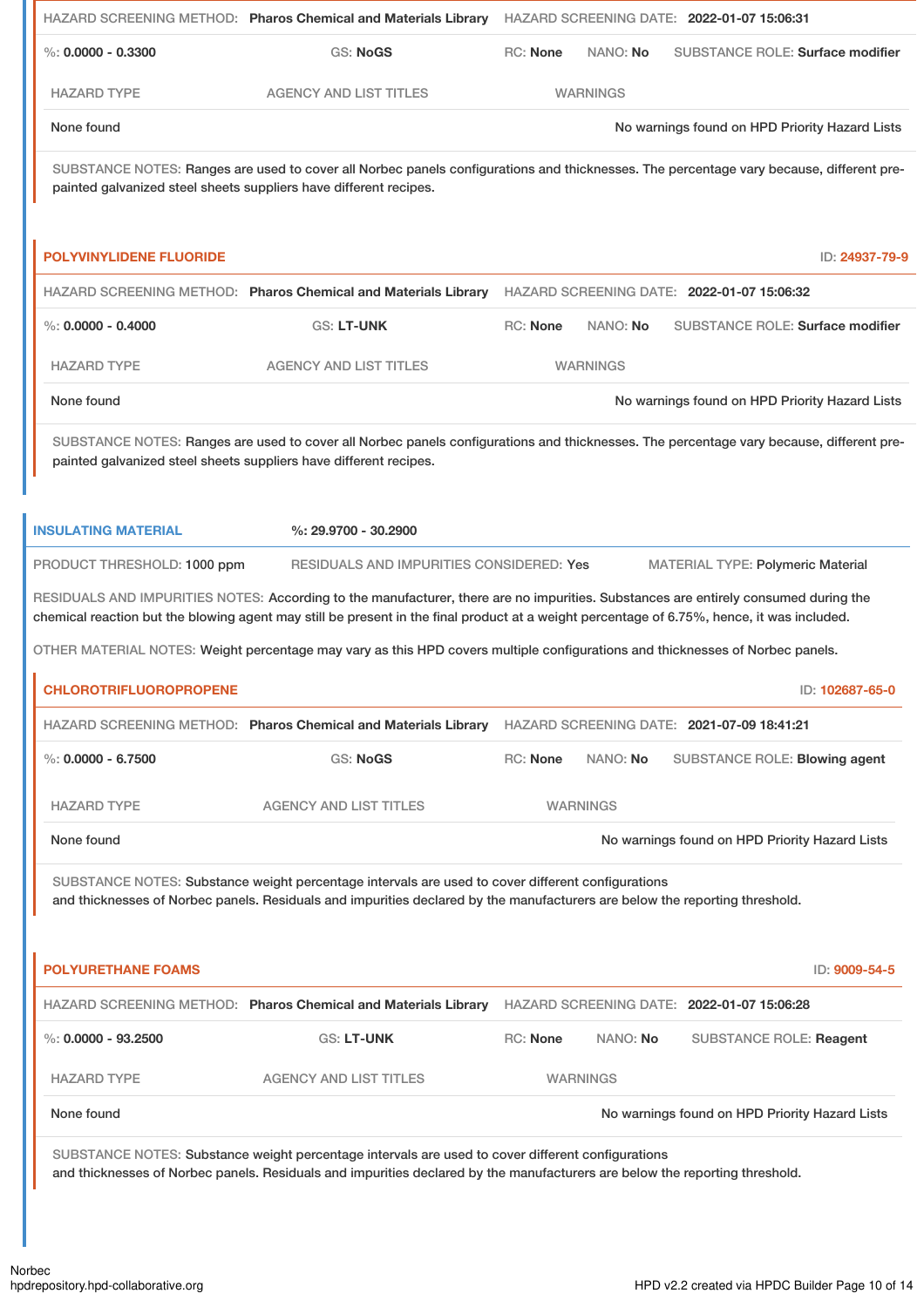HAZARD SCREENING METHOD: **Pharos Chemical and Materials Library** HAZARD SCREENING DATE: **2022-01-07 15:06:31**

%: **0.0000 - 0.3300** GS: **NoGS** RC: **None** NANO: **No** SUBSTANCE ROLE: **Surface modifier**

| HAZARD TYPE | AGENCY AND LIST TITLES | WARNINGS |
|---|---|---|
| None found | | No warnings found on HPD Priority Hazard Lists |

SUBSTANCE NOTES: Ranges are used to cover all Norbec panels configurations and thicknesses. The percentage vary because, different pre-painted galvanized steel sheets suppliers have different recipes.

### POLYVINYLIDENE FLUORIDE

ID: **24937-79-9**

HAZARD SCREENING METHOD: **Pharos Chemical and Materials Library** HAZARD SCREENING DATE: **2022-01-07 15:06:32**

%: **0.0000 - 0.4000** GS: **LT-UNK** RC: **None** NANO: **No** SUBSTANCE ROLE: **Surface modifier**

| HAZARD TYPE | AGENCY AND LIST TITLES | WARNINGS |
|---|---|---|
| None found | | No warnings found on HPD Priority Hazard Lists |

SUBSTANCE NOTES: Ranges are used to cover all Norbec panels configurations and thicknesses. The percentage vary because, different pre-painted galvanized steel sheets suppliers have different recipes.

## INSULATING MATERIAL

%: **29.9700 - 30.2900**

PRODUCT THRESHOLD: **1000 ppm** RESIDUALS AND IMPURITIES CONSIDERED: **Yes** MATERIAL TYPE: **Polymeric Material**

RESIDUALS AND IMPURITIES NOTES: According to the manufacturer, there are no impurities. Substances are entirely consumed during the chemical reaction but the blowing agent may still be present in the final product at a weight percentage of 6.75%, hence, it was included.

OTHER MATERIAL NOTES: Weight percentage may vary as this HPD covers multiple configurations and thicknesses of Norbec panels.

### CHLOROTRIFLUOROPROPENE

ID: **102687-65-0**

HAZARD SCREENING METHOD: **Pharos Chemical and Materials Library** HAZARD SCREENING DATE: **2021-07-09 18:41:21**

%: **0.0000 - 6.7500** GS: **NoGS** RC: **None** NANO: **No** SUBSTANCE ROLE: **Blowing agent**

| HAZARD TYPE | AGENCY AND LIST TITLES | WARNINGS |
|---|---|---|
| None found | | No warnings found on HPD Priority Hazard Lists |

SUBSTANCE NOTES: Substance weight percentage intervals are used to cover different configurations and thicknesses of Norbec panels. Residuals and impurities declared by the manufacturers are below the reporting threshold.

### POLYURETHANE FOAMS

ID: **9009-54-5**

HAZARD SCREENING METHOD: **Pharos Chemical and Materials Library** HAZARD SCREENING DATE: **2022-01-07 15:06:28**

%: **0.0000 - 93.2500** GS: **LT-UNK** RC: **None** NANO: **No** SUBSTANCE ROLE: **Reagent**

| HAZARD TYPE | AGENCY AND LIST TITLES | WARNINGS |
|---|---|---|
| None found | | No warnings found on HPD Priority Hazard Lists |

SUBSTANCE NOTES: Substance weight percentage intervals are used to cover different configurations and thicknesses of Norbec panels. Residuals and impurities declared by the manufacturers are below the reporting threshold.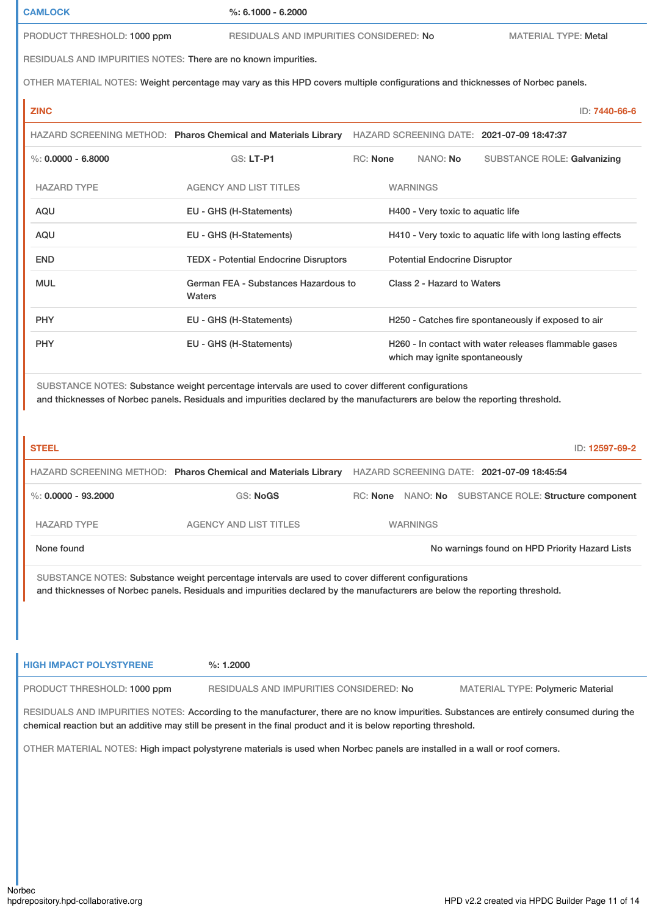## CAMLOCK

%: 6.1000 - 6.2000

PRODUCT THRESHOLD: 1000 ppm    RESIDUALS AND IMPURITIES CONSIDERED: No    MATERIAL TYPE: Metal

RESIDUALS AND IMPURITIES NOTES: There are no known impurities.

OTHER MATERIAL NOTES: Weight percentage may vary as this HPD covers multiple configurations and thicknesses of Norbec panels.

### ZINC

ID: 7440-66-6

HAZARD SCREENING METHOD: **Pharos Chemical and Materials Library**    HAZARD SCREENING DATE: **2021-07-09 18:47:37**

%: **0.0000 - 6.8000**    GS: **LT-P1**    RC: **None**    NANO: **No**    SUBSTANCE ROLE: **Galvanizing**

| HAZARD TYPE | AGENCY AND LIST TITLES | WARNINGS |
| --- | --- | --- |
| AQU | EU - GHS (H-Statements) | H400 - Very toxic to aquatic life |
| AQU | EU - GHS (H-Statements) | H410 - Very toxic to aquatic life with long lasting effects |
| END | TEDX - Potential Endocrine Disruptors | Potential Endocrine Disruptor |
| MUL | German FEA - Substances Hazardous to Waters | Class 2 - Hazard to Waters |
| PHY | EU - GHS (H-Statements) | H250 - Catches fire spontaneously if exposed to air |
| PHY | EU - GHS (H-Statements) | H260 - In contact with water releases flammable gases which may ignite spontaneously |

SUBSTANCE NOTES: Substance weight percentage intervals are used to cover different configurations and thicknesses of Norbec panels. Residuals and impurities declared by the manufacturers are below the reporting threshold.

### STEEL

ID: 12597-69-2

HAZARD SCREENING METHOD: **Pharos Chemical and Materials Library**    HAZARD SCREENING DATE: **2021-07-09 18:45:54**

%: **0.0000 - 93.2000**    GS: **NoGS**    RC: **None**    NANO: **No**    SUBSTANCE ROLE: **Structure component**

| HAZARD TYPE | AGENCY AND LIST TITLES | WARNINGS |
| --- | --- | --- |
| None found | | No warnings found on HPD Priority Hazard Lists |

SUBSTANCE NOTES: Substance weight percentage intervals are used to cover different configurations and thicknesses of Norbec panels. Residuals and impurities declared by the manufacturers are below the reporting threshold.

## HIGH IMPACT POLYSTYRENE

%: 1.2000

PRODUCT THRESHOLD: 1000 ppm    RESIDUALS AND IMPURITIES CONSIDERED: No    MATERIAL TYPE: Polymeric Material

RESIDUALS AND IMPURITIES NOTES: According to the manufacturer, there are no know impurities. Substances are entirely consumed during the chemical reaction but an additive may still be present in the final product and it is below reporting threshold.

OTHER MATERIAL NOTES: High impact polystyrene materials is used when Norbec panels are installed in a wall or roof corners.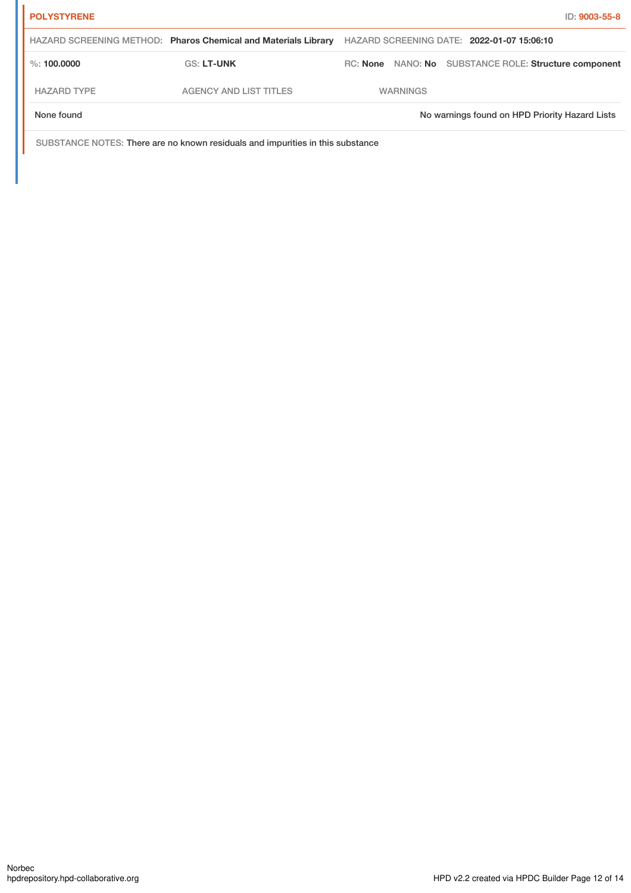**POLYSTYRENE** ID: 9003-55-8

HAZARD SCREENING METHOD: **Pharos Chemical and Materials Library** HAZARD SCREENING DATE: **2022-01-07 15:06:10**

%: **100.0000** GS: **LT-UNK** RC: **None** NANO: **No** SUBSTANCE ROLE: **Structure component**

| HAZARD TYPE | AGENCY AND LIST TITLES | WARNINGS |
|---|---|---|
| None found | | No warnings found on HPD Priority Hazard Lists |

SUBSTANCE NOTES: There are no known residuals and impurities in this substance

Norbec
hpdrepository.hpd-collaborative.org

HPD v2.2 created via HPDC Builder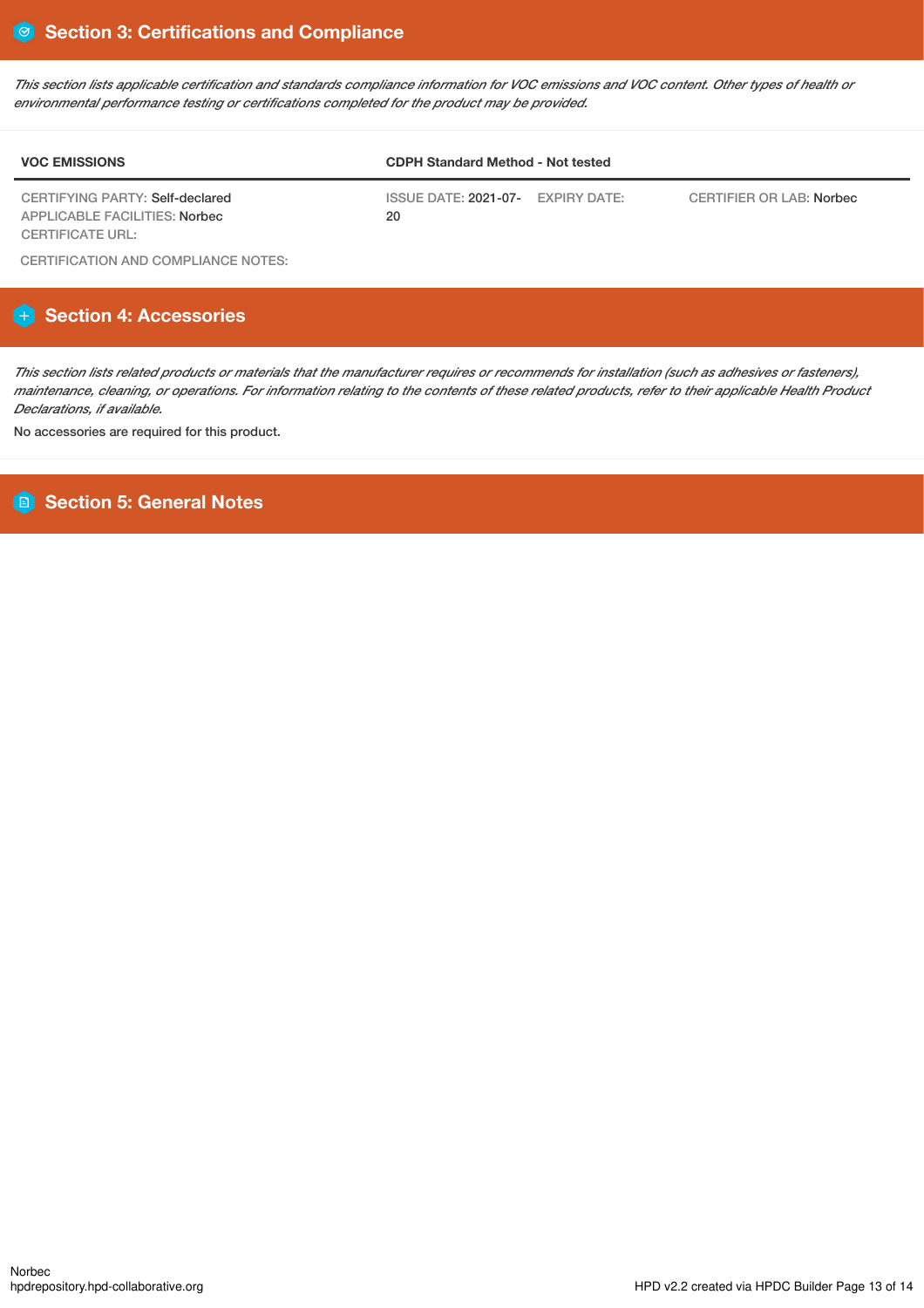## Section 3: Certifications and Compliance

*This section lists applicable certification and standards compliance information for VOC emissions and VOC content. Other types of health or environmental performance testing or certifications completed for the product may be provided.*

| VOC EMISSIONS | CDPH Standard Method - Not tested | | |
|---|---|---|---|
| CERTIFYING PARTY: Self-declared<br>APPLICABLE FACILITIES: Norbec<br>CERTIFICATE URL: | ISSUE DATE: 2021-07-20 | EXPIRY DATE: | CERTIFIER OR LAB: Norbec |

CERTIFICATION AND COMPLIANCE NOTES:

## Section 4: Accessories

*This section lists related products or materials that the manufacturer requires or recommends for installation (such as adhesives or fasteners), maintenance, cleaning, or operations. For information relating to the contents of these related products, refer to their applicable Health Product Declarations, if available.*

No accessories are required for this product.

## Section 5: General Notes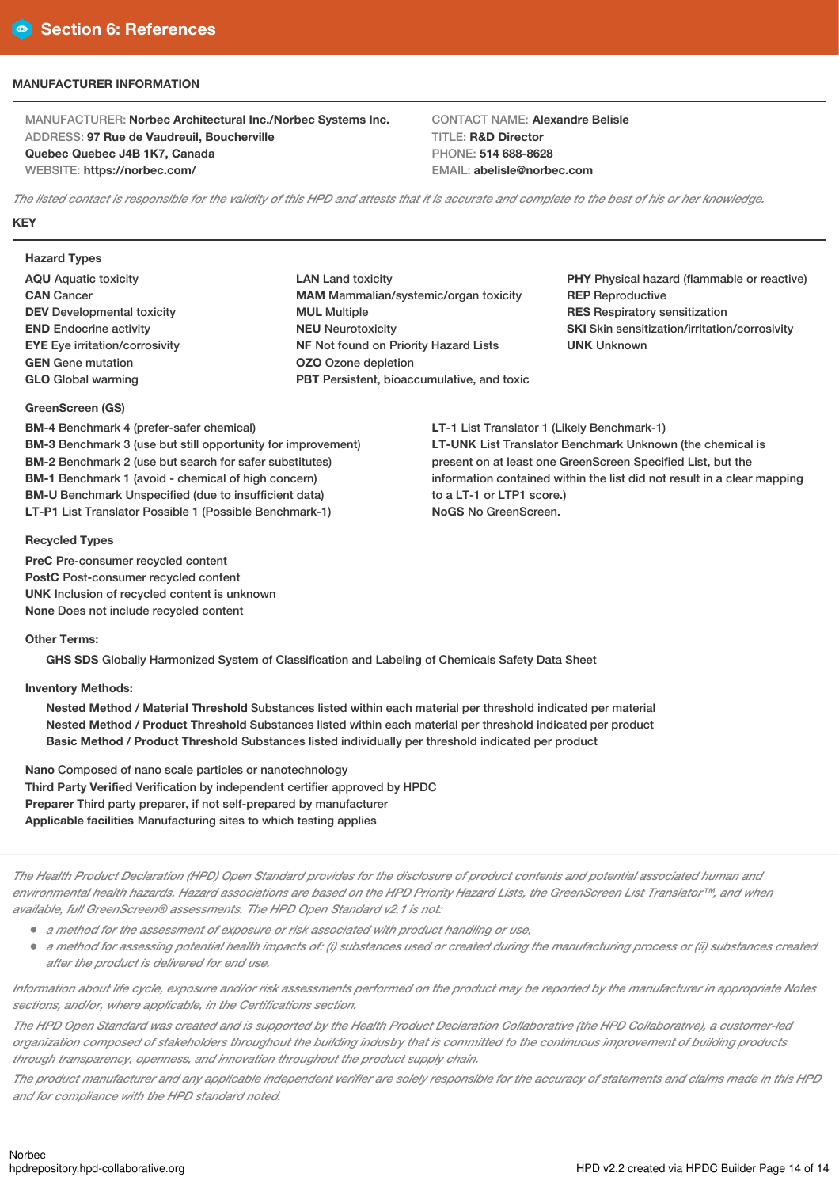## Section 6: References

### MANUFACTURER INFORMATION

MANUFACTURER: **Norbec Architectural Inc./Norbec Systems Inc.**
ADDRESS: **97 Rue de Vaudreuil, Boucherville**
**Quebec Quebec J4B 1K7, Canada**
WEBSITE: **https://norbec.com/**

CONTACT NAME: **Alexandre Belisle**
TITLE: **R&D Director**
PHONE: **514 688-8628**
EMAIL: **abelisle@norbec.com**

*The listed contact is responsible for the validity of this HPD and attests that it is accurate and complete to the best of his or her knowledge.*

### KEY

**Hazard Types**

**AQU** Aquatic toxicity
**CAN** Cancer
**DEV** Developmental toxicity
**END** Endocrine activity
**EYE** Eye irritation/corrosivity
**GEN** Gene mutation
**GLO** Global warming
**LAN** Land toxicity
**MAM** Mammalian/systemic/organ toxicity
**MUL** Multiple
**NEU** Neurotoxicity
**NF** Not found on Priority Hazard Lists
**OZO** Ozone depletion
**PBT** Persistent, bioaccumulative, and toxic
**PHY** Physical hazard (flammable or reactive)
**REP** Reproductive
**RES** Respiratory sensitization
**SKI** Skin sensitization/irritation/corrosivity
**UNK** Unknown

**GreenScreen (GS)**

**BM-4** Benchmark 4 (prefer-safer chemical)
**BM-3** Benchmark 3 (use but still opportunity for improvement)
**BM-2** Benchmark 2 (use but search for safer substitutes)
**BM-1** Benchmark 1 (avoid - chemical of high concern)
**BM-U** Benchmark Unspecified (due to insufficient data)
**LT-P1** List Translator Possible 1 (Possible Benchmark-1)
**LT-1** List Translator 1 (Likely Benchmark-1)
**LT-UNK** List Translator Benchmark Unknown (the chemical is present on at least one GreenScreen Specified List, but the information contained within the list did not result in a clear mapping to a LT-1 or LTP1 score.)
**NoGS** No GreenScreen.

**Recycled Types**

**PreC** Pre-consumer recycled content
**PostC** Post-consumer recycled content
**UNK** Inclusion of recycled content is unknown
**None** Does not include recycled content

**Other Terms:**

**GHS SDS** Globally Harmonized System of Classification and Labeling of Chemicals Safety Data Sheet

**Inventory Methods:**

**Nested Method / Material Threshold** Substances listed within each material per threshold indicated per material
**Nested Method / Product Threshold** Substances listed within each material per threshold indicated per product
**Basic Method / Product Threshold** Substances listed individually per threshold indicated per product

**Nano** Composed of nano scale particles or nanotechnology
**Third Party Verified** Verification by independent certifier approved by HPDC
**Preparer** Third party preparer, if not self-prepared by manufacturer
**Applicable facilities** Manufacturing sites to which testing applies

*The Health Product Declaration (HPD) Open Standard provides for the disclosure of product contents and potential associated human and environmental health hazards. Hazard associations are based on the HPD Priority Hazard Lists, the GreenScreen List Translator™, and when available, full GreenScreen® assessments. The HPD Open Standard v2.1 is not:*

- *a method for the assessment of exposure or risk associated with product handling or use,*
- *a method for assessing potential health impacts of: (i) substances used or created during the manufacturing process or (ii) substances created after the product is delivered for end use.*

*Information about life cycle, exposure and/or risk assessments performed on the product may be reported by the manufacturer in appropriate Notes sections, and/or, where applicable, in the Certifications section.*

*The HPD Open Standard was created and is supported by the Health Product Declaration Collaborative (the HPD Collaborative), a customer-led organization composed of stakeholders throughout the building industry that is committed to the continuous improvement of building products through transparency, openness, and innovation throughout the product supply chain.*

*The product manufacturer and any applicable independent verifier are solely responsible for the accuracy of statements and claims made in this HPD and for compliance with the HPD standard noted.*